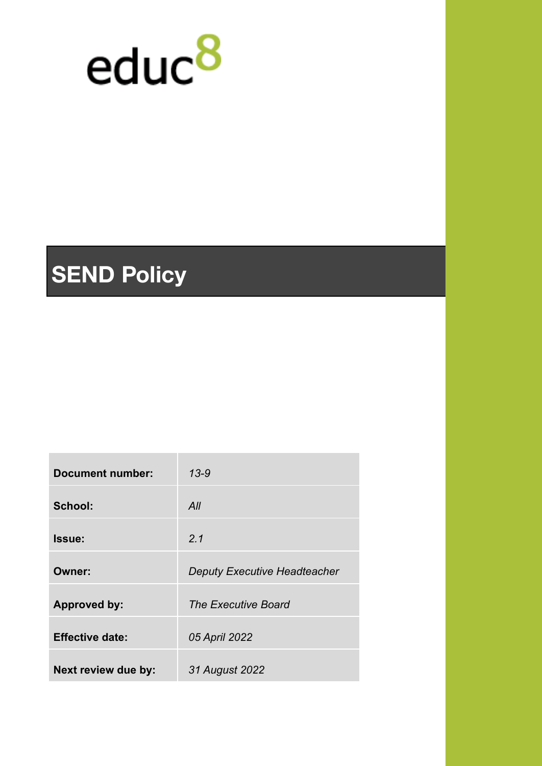educ8

# SEND Policy

| Document number: | *13-9* |
|---|---|
| School: | *All* |
| Issue: | *2.1* |
| Owner: | *Deputy Executive Headteacher* |
| Approved by: | *The Executive Board* |
| Effective date: | *05 April 2022* |
| Next review due by: | *31 August 2022* |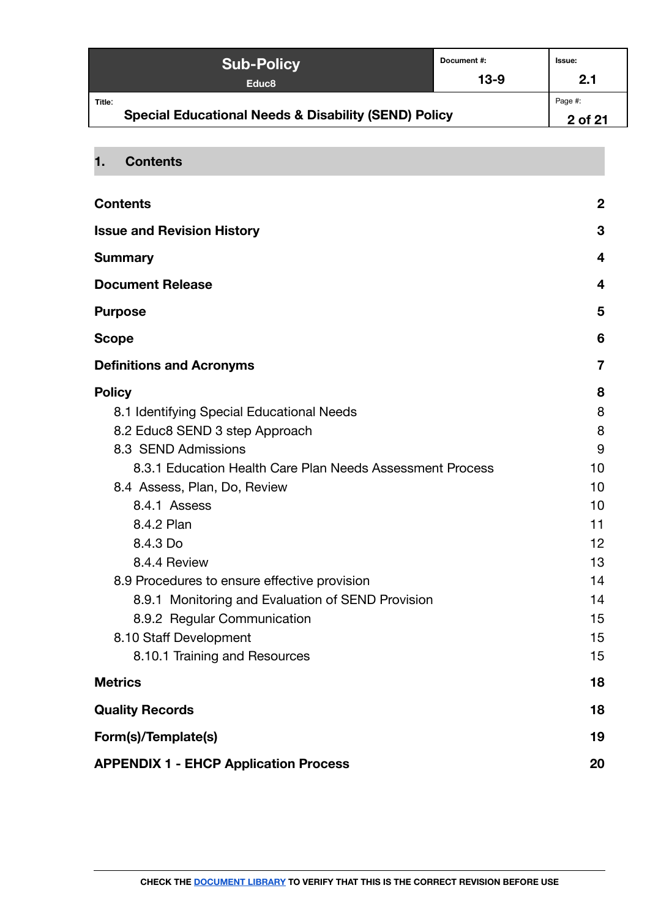## 1. Contents

| | |
|---|---|
| **Contents** | **2** |
| **Issue and Revision History** | **3** |
| **Summary** | **4** |
| **Document Release** | **4** |
| **Purpose** | **5** |
| **Scope** | **6** |
| **Definitions and Acronyms** | **7** |
| **Policy** | **8** |
| 8.1 Identifying Special Educational Needs | 8 |
| 8.2 Educ8 SEND 3 step Approach | 8 |
| 8.3 SEND Admissions | 9 |
| 8.3.1 Education Health Care Plan Needs Assessment Process | 10 |
| 8.4 Assess, Plan, Do, Review | 10 |
| 8.4.1 Assess | 10 |
| 8.4.2 Plan | 11 |
| 8.4.3 Do | 12 |
| 8.4.4 Review | 13 |
| 8.9 Procedures to ensure effective provision | 14 |
| 8.9.1 Monitoring and Evaluation of SEND Provision | 14 |
| 8.9.2 Regular Communication | 15 |
| 8.10 Staff Development | 15 |
| 8.10.1 Training and Resources | 15 |
| **Metrics** | **18** |
| **Quality Records** | **18** |
| **Form(s)/Template(s)** | **19** |
| **APPENDIX 1 - EHCP Application Process** | **20** |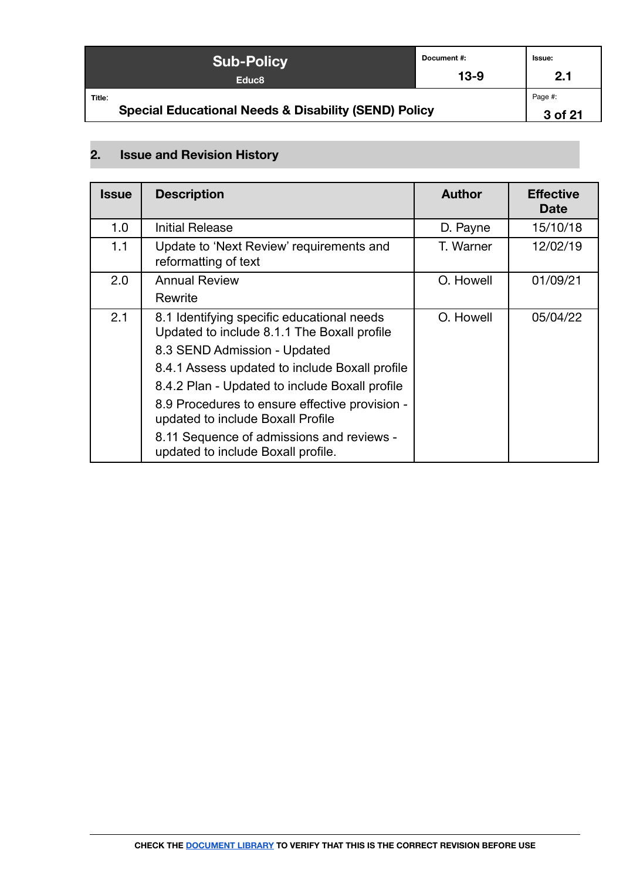## 2. Issue and Revision History

| Issue | Description | Author | Effective Date |
|---|---|---|---|
| 1.0 | Initial Release | D. Payne | 15/10/18 |
| 1.1 | Update to 'Next Review' requirements and reformatting of text | T. Warner | 12/02/19 |
| 2.0 | Annual Review<br>Rewrite | O. Howell | 01/09/21 |
| 2.1 | 8.1 Identifying specific educational needs Updated to include 8.1.1 The Boxall profile<br>8.3 SEND Admission - Updated<br>8.4.1 Assess updated to include Boxall profile<br>8.4.2 Plan - Updated to include Boxall profile<br>8.9 Procedures to ensure effective provision - updated to include Boxall Profile<br>8.11 Sequence of admissions and reviews - updated to include Boxall profile. | O. Howell | 05/04/22 |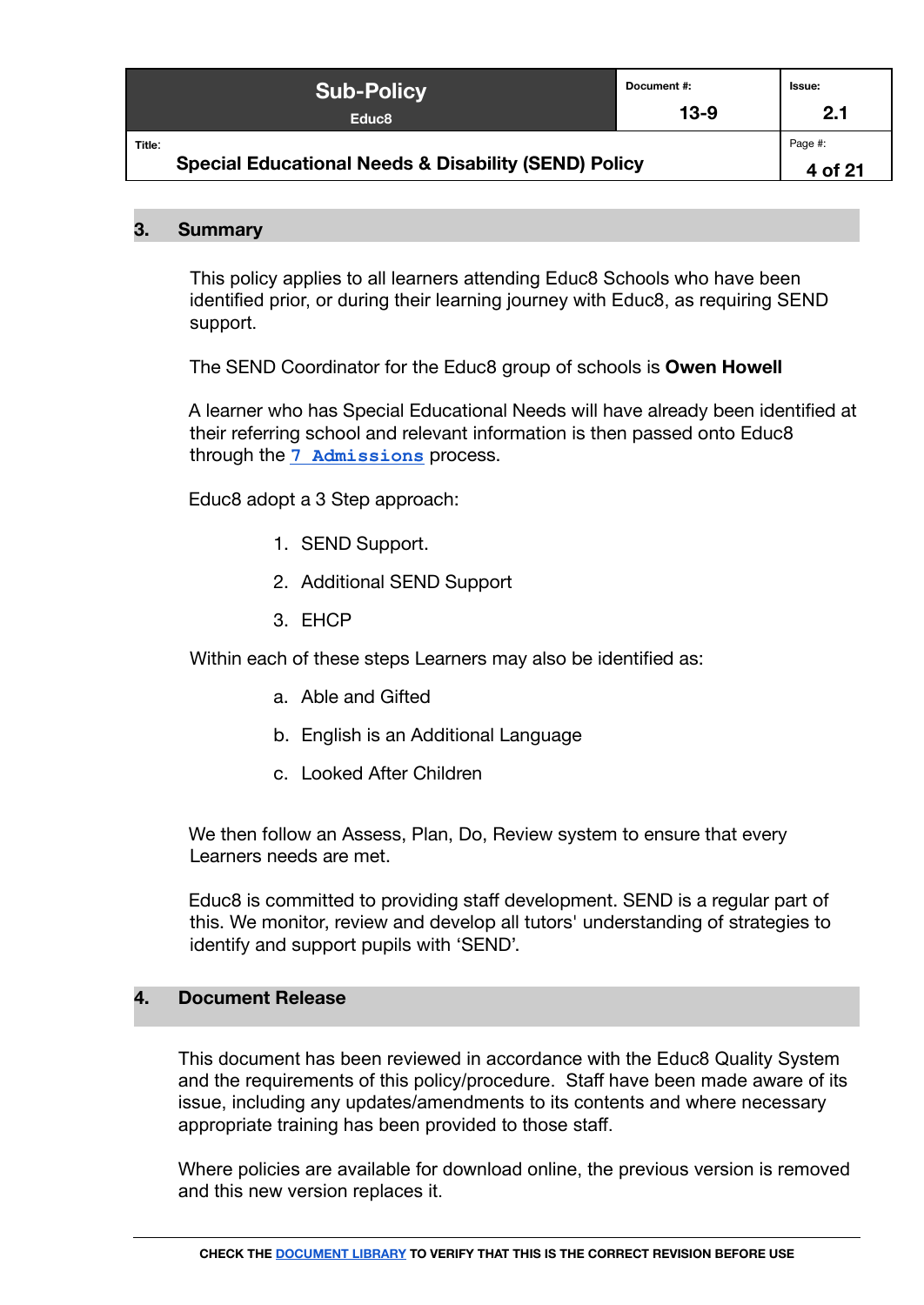## 3. Summary

This policy applies to all learners attending Educ8 Schools who have been identified prior, or during their learning journey with Educ8, as requiring SEND support.

The SEND Coordinator for the Educ8 group of schools is **Owen Howell**

A learner who has Special Educational Needs will have already been identified at their referring school and relevant information is then passed onto Educ8 through the 7 Admissions process.

Educ8 adopt a 3 Step approach:

1. SEND Support.
2. Additional SEND Support
3. EHCP

Within each of these steps Learners may also be identified as:

a. Able and Gifted

b. English is an Additional Language

c. Looked After Children

We then follow an Assess, Plan, Do, Review system to ensure that every Learners needs are met.

Educ8 is committed to providing staff development. SEND is a regular part of this. We monitor, review and develop all tutors' understanding of strategies to identify and support pupils with 'SEND'.

## 4. Document Release

This document has been reviewed in accordance with the Educ8 Quality System and the requirements of this policy/procedure. Staff have been made aware of its issue, including any updates/amendments to its contents and where necessary appropriate training has been provided to those staff.

Where policies are available for download online, the previous version is removed and this new version replaces it.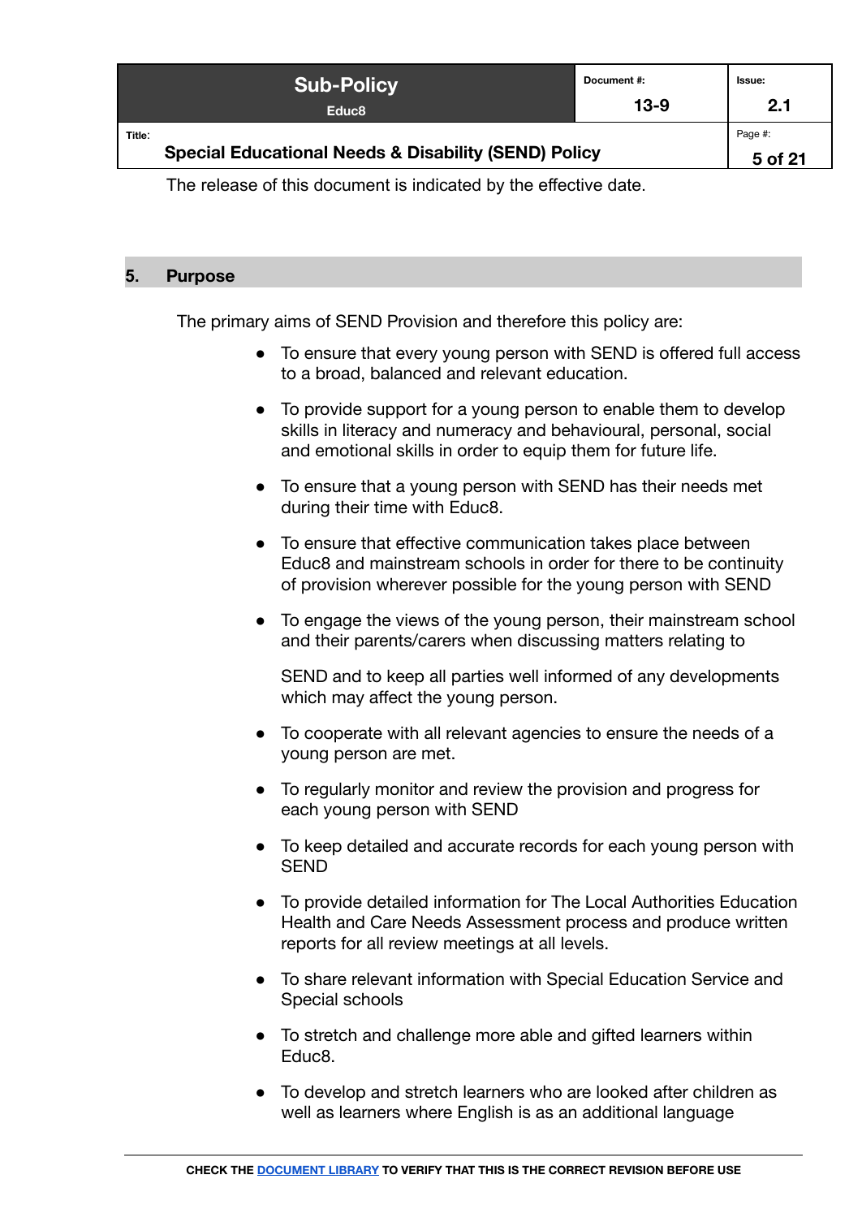The release of this document is indicated by the effective date.

## 5. Purpose

The primary aims of SEND Provision and therefore this policy are:

- To ensure that every young person with SEND is offered full access to a broad, balanced and relevant education.
- To provide support for a young person to enable them to develop skills in literacy and numeracy and behavioural, personal, social and emotional skills in order to equip them for future life.
- To ensure that a young person with SEND has their needs met during their time with Educ8.
- To ensure that effective communication takes place between Educ8 and mainstream schools in order for there to be continuity of provision wherever possible for the young person with SEND
- To engage the views of the young person, their mainstream school and their parents/carers when discussing matters relating to

  SEND and to keep all parties well informed of any developments which may affect the young person.
- To cooperate with all relevant agencies to ensure the needs of a young person are met.
- To regularly monitor and review the provision and progress for each young person with SEND
- To keep detailed and accurate records for each young person with SEND
- To provide detailed information for The Local Authorities Education Health and Care Needs Assessment process and produce written reports for all review meetings at all levels.
- To share relevant information with Special Education Service and Special schools
- To stretch and challenge more able and gifted learners within Educ8.
- To develop and stretch learners who are looked after children as well as learners where English is as an additional language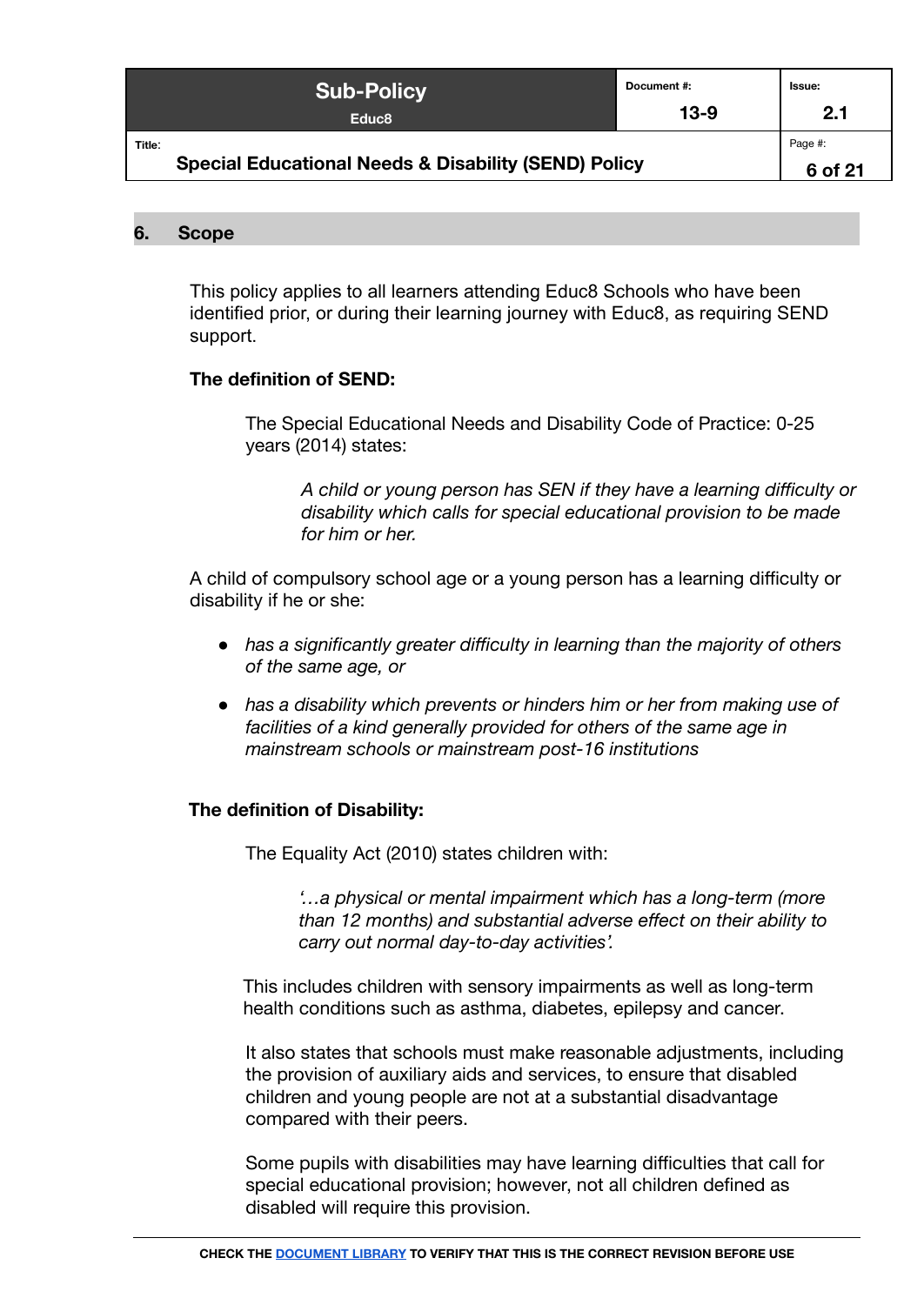## 6. Scope

This policy applies to all learners attending Educ8 Schools who have been identified prior, or during their learning journey with Educ8, as requiring SEND support.

**The definition of SEND:**

The Special Educational Needs and Disability Code of Practice: 0-25 years (2014) states:

> *A child or young person has SEN if they have a learning difficulty or disability which calls for special educational provision to be made for him or her.*

A child of compulsory school age or a young person has a learning difficulty or disability if he or she:

- *has a significantly greater difficulty in learning than the majority of others of the same age, or*
- *has a disability which prevents or hinders him or her from making use of facilities of a kind generally provided for others of the same age in mainstream schools or mainstream post-16 institutions*

**The definition of Disability:**

The Equality Act (2010) states children with:

> *'…a physical or mental impairment which has a long-term (more than 12 months) and substantial adverse effect on their ability to carry out normal day-to-day activities'.*

This includes children with sensory impairments as well as long-term health conditions such as asthma, diabetes, epilepsy and cancer.

It also states that schools must make reasonable adjustments, including the provision of auxiliary aids and services, to ensure that disabled children and young people are not at a substantial disadvantage compared with their peers.

Some pupils with disabilities may have learning difficulties that call for special educational provision; however, not all children defined as disabled will require this provision.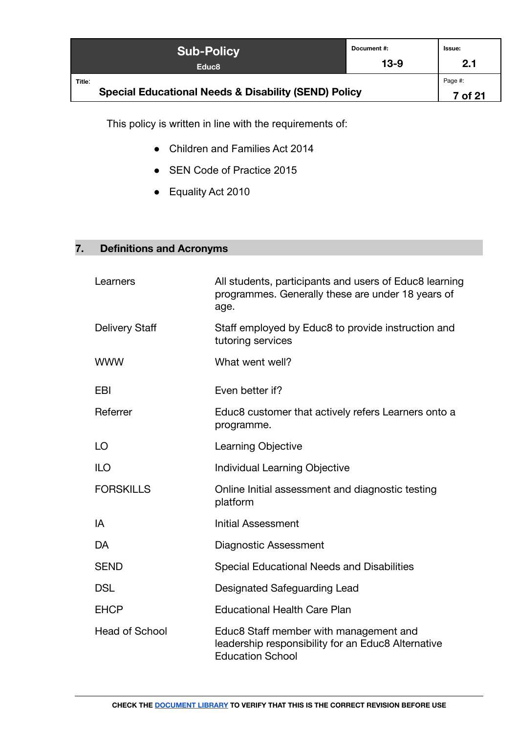This policy is written in line with the requirements of:

- Children and Families Act 2014
- SEN Code of Practice 2015
- Equality Act 2010

## 7. Definitions and Acronyms

| | |
|---|---|
| Learners | All students, participants and users of Educ8 learning programmes. Generally these are under 18 years of age. |
| Delivery Staff | Staff employed by Educ8 to provide instruction and tutoring services |
| WWW | What went well? |
| EBI | Even better if? |
| Referrer | Educ8 customer that actively refers Learners onto a programme. |
| LO | Learning Objective |
| ILO | Individual Learning Objective |
| FORSKILLS | Online Initial assessment and diagnostic testing platform |
| IA | Initial Assessment |
| DA | Diagnostic Assessment |
| SEND | Special Educational Needs and Disabilities |
| DSL | Designated Safeguarding Lead |
| EHCP | Educational Health Care Plan |
| Head of School | Educ8 Staff member with management and leadership responsibility for an Educ8 Alternative Education School |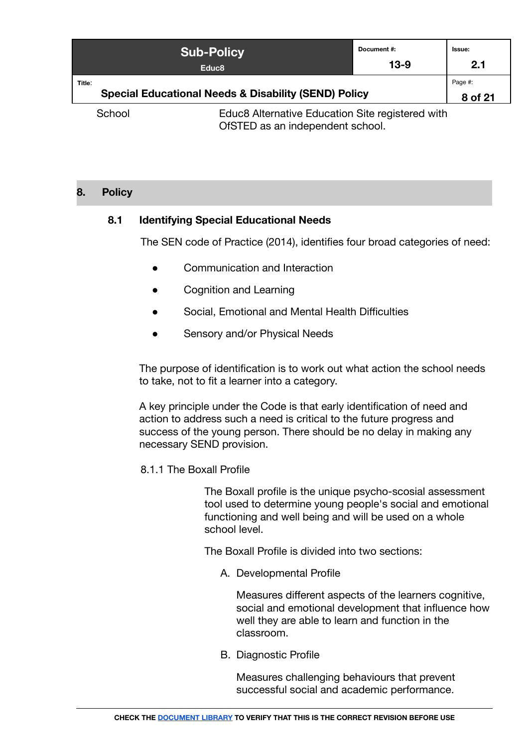| School | Educ8 Alternative Education Site registered with OfSTED as an independent school. |
|---|---|

## 8. Policy

### 8.1 Identifying Special Educational Needs

The SEN code of Practice (2014), identifies four broad categories of need:

- Communication and Interaction
- Cognition and Learning
- Social, Emotional and Mental Health Difficulties
- Sensory and/or Physical Needs

The purpose of identification is to work out what action the school needs to take, not to fit a learner into a category.

A key principle under the Code is that early identification of need and action to address such a need is critical to the future progress and success of the young person. There should be no delay in making any necessary SEND provision.

#### 8.1.1 The Boxall Profile

The Boxall profile is the unique psycho-scosial assessment tool used to determine young people's social and emotional functioning and well being and will be used on a whole school level.

The Boxall Profile is divided into two sections:

A. Developmental Profile

   Measures different aspects of the learners cognitive, social and emotional development that influence how well they are able to learn and function in the classroom.

B. Diagnostic Profile

   Measures challenging behaviours that prevent successful social and academic performance.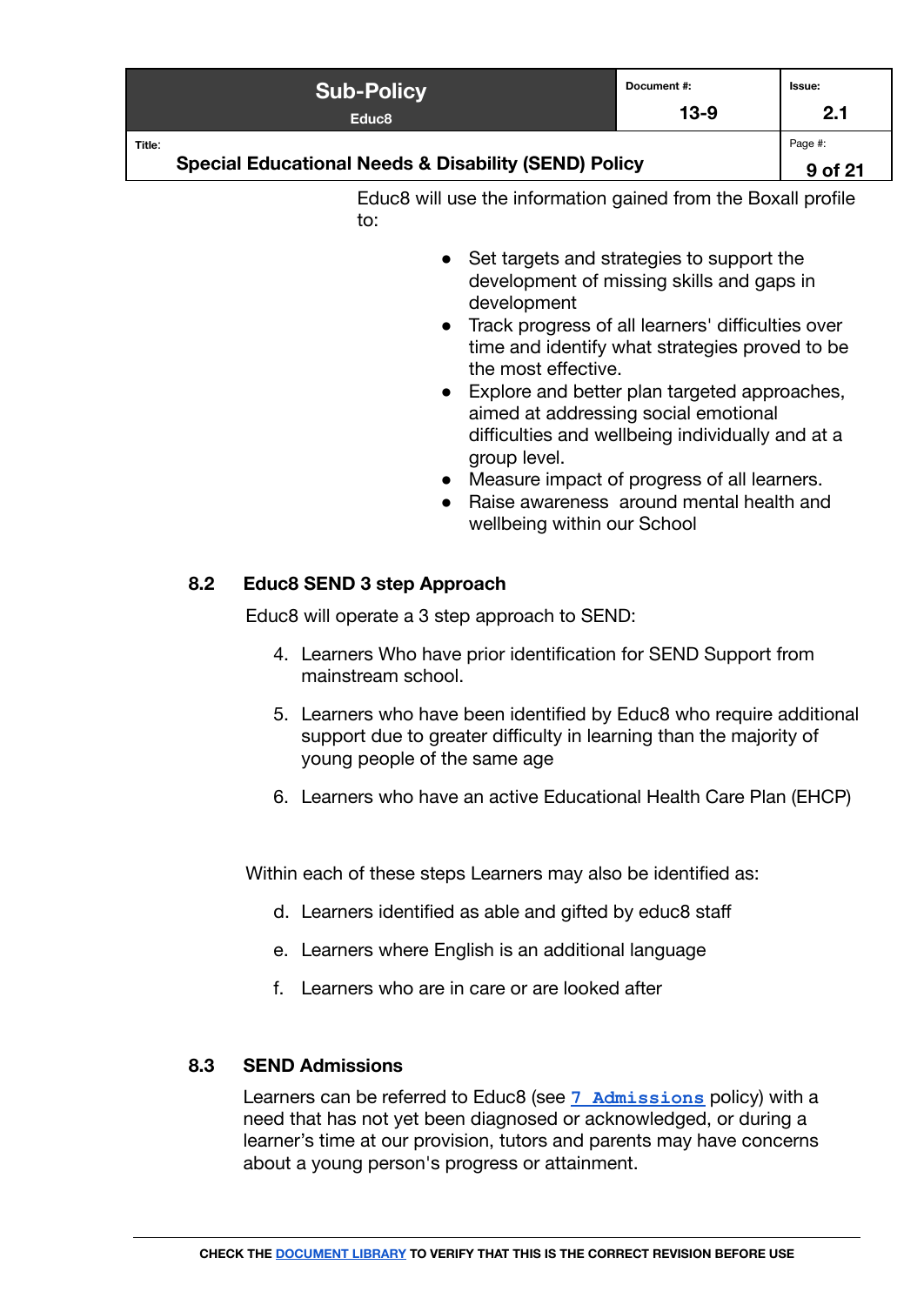Educ8 will use the information gained from the Boxall profile to:

- Set targets and strategies to support the development of missing skills and gaps in development
- Track progress of all learners' difficulties over time and identify what strategies proved to be the most effective.
- Explore and better plan targeted approaches, aimed at addressing social emotional difficulties and wellbeing individually and at a group level.
- Measure impact of progress of all learners.
- Raise awareness around mental health and wellbeing within our School

### 8.2 Educ8 SEND 3 step Approach

Educ8 will operate a 3 step approach to SEND:

4. Learners Who have prior identification for SEND Support from mainstream school.
5. Learners who have been identified by Educ8 who require additional support due to greater difficulty in learning than the majority of young people of the same age
6. Learners who have an active Educational Health Care Plan (EHCP)

Within each of these steps Learners may also be identified as:

d. Learners identified as able and gifted by educ8 staff

e. Learners where English is an additional language

f. Learners who are in care or are looked after

### 8.3 SEND Admissions

Learners can be referred to Educ8 (see 7 Admissions policy) with a need that has not yet been diagnosed or acknowledged, or during a learner's time at our provision, tutors and parents may have concerns about a young person's progress or attainment.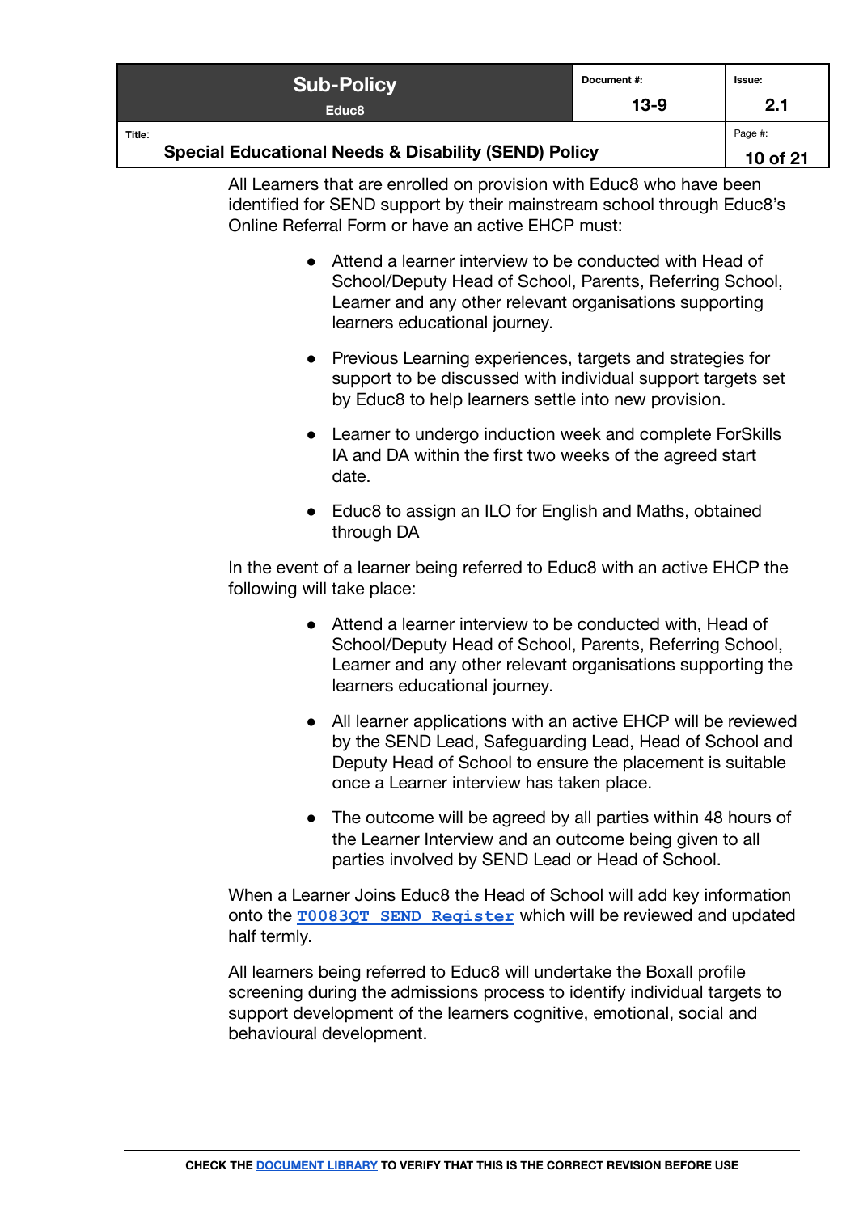All Learners that are enrolled on provision with Educ8 who have been identified for SEND support by their mainstream school through Educ8's Online Referral Form or have an active EHCP must:

- Attend a learner interview to be conducted with Head of School/Deputy Head of School, Parents, Referring School, Learner and any other relevant organisations supporting learners educational journey.
- Previous Learning experiences, targets and strategies for support to be discussed with individual support targets set by Educ8 to help learners settle into new provision.
- Learner to undergo induction week and complete ForSkills IA and DA within the first two weeks of the agreed start date.
- Educ8 to assign an ILO for English and Maths, obtained through DA

In the event of a learner being referred to Educ8 with an active EHCP the following will take place:

- Attend a learner interview to be conducted with, Head of School/Deputy Head of School, Parents, Referring School, Learner and any other relevant organisations supporting the learners educational journey.
- All learner applications with an active EHCP will be reviewed by the SEND Lead, Safeguarding Lead, Head of School and Deputy Head of School to ensure the placement is suitable once a Learner interview has taken place.
- The outcome will be agreed by all parties within 48 hours of the Learner Interview and an outcome being given to all parties involved by SEND Lead or Head of School.

When a Learner Joins Educ8 the Head of School will add key information onto the `T0083QT SEND Register` which will be reviewed and updated half termly.

All learners being referred to Educ8 will undertake the Boxall profile screening during the admissions process to identify individual targets to support development of the learners cognitive, emotional, social and behavioural development.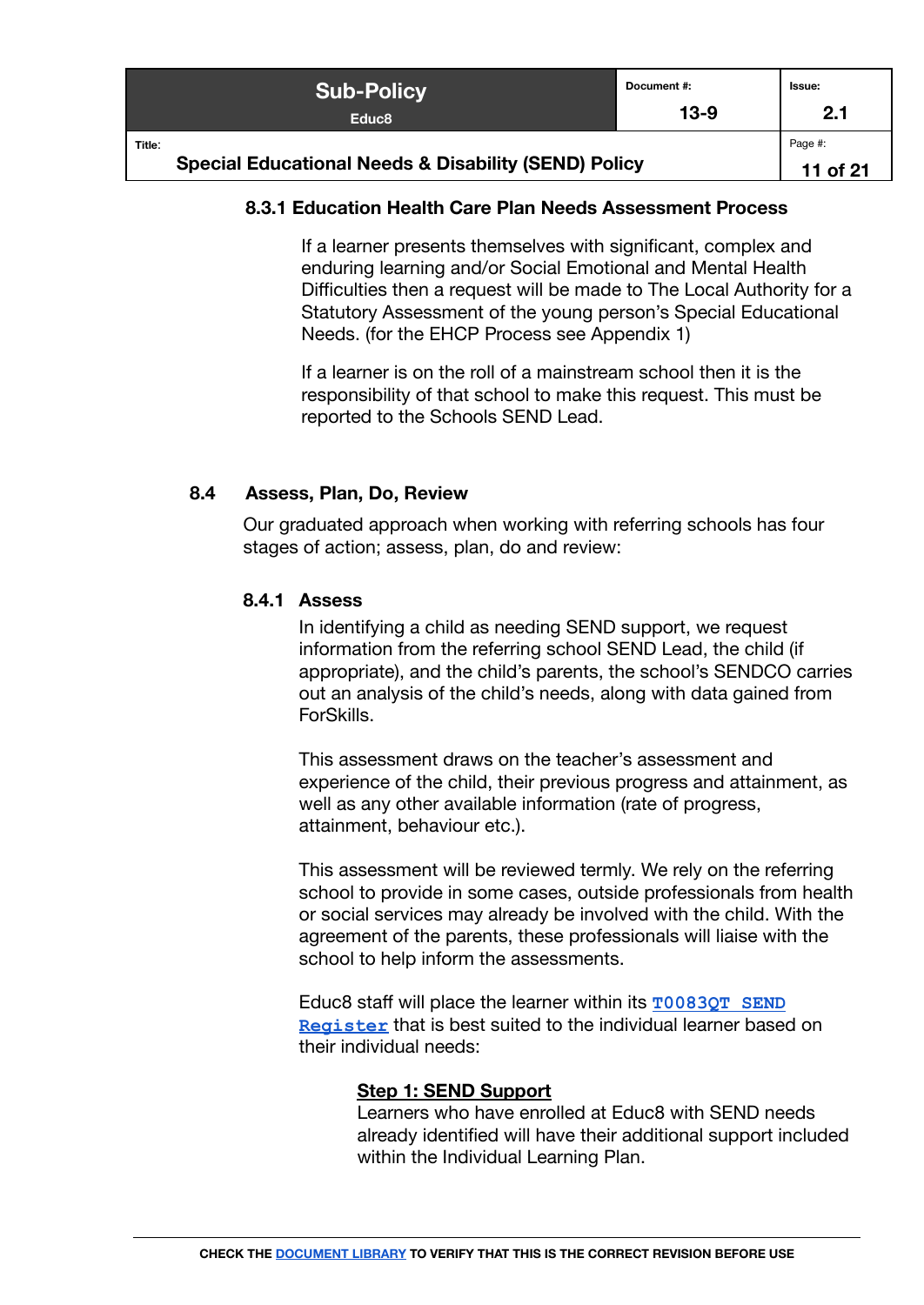#### 8.3.1 Education Health Care Plan Needs Assessment Process

If a learner presents themselves with significant, complex and enduring learning and/or Social Emotional and Mental Health Difficulties then a request will be made to The Local Authority for a Statutory Assessment of the young person's Special Educational Needs. (for the EHCP Process see Appendix 1)

If a learner is on the roll of a mainstream school then it is the responsibility of that school to make this request. This must be reported to the Schools SEND Lead.

### 8.4 Assess, Plan, Do, Review

Our graduated approach when working with referring schools has four stages of action; assess, plan, do and review:

#### 8.4.1 Assess

In identifying a child as needing SEND support, we request information from the referring school SEND Lead, the child (if appropriate), and the child's parents, the school's SENDCO carries out an analysis of the child's needs, along with data gained from ForSkills.

This assessment draws on the teacher's assessment and experience of the child, their previous progress and attainment, as well as any other available information (rate of progress, attainment, behaviour etc.).

This assessment will be reviewed termly. We rely on the referring school to provide in some cases, outside professionals from health or social services may already be involved with the child. With the agreement of the parents, these professionals will liaise with the school to help inform the assessments.

Educ8 staff will place the learner within its T0083QT SEND Register that is best suited to the individual learner based on their individual needs:

**Step 1: SEND Support**
Learners who have enrolled at Educ8 with SEND needs already identified will have their additional support included within the Individual Learning Plan.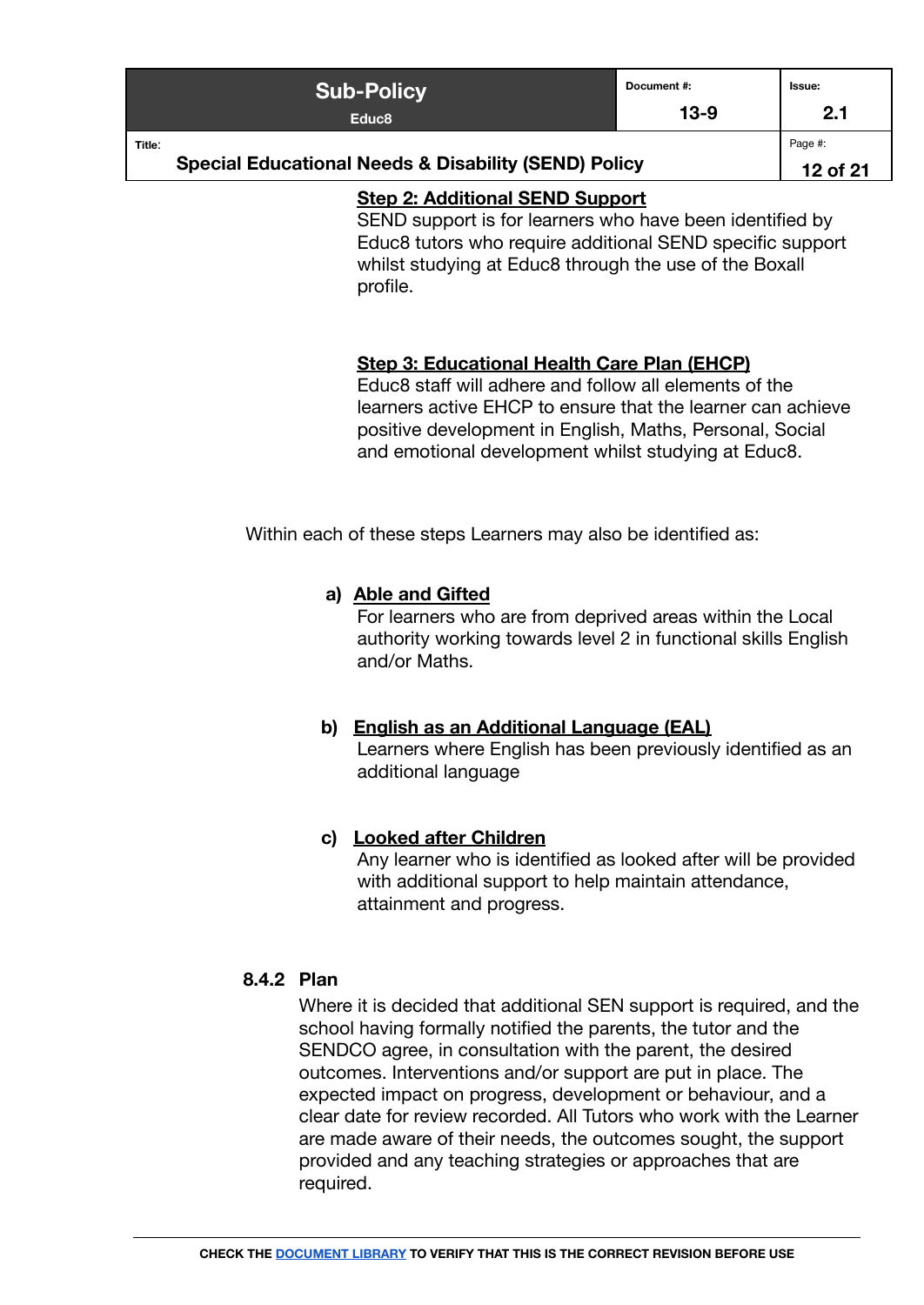**Step 2: Additional SEND Support**

SEND support is for learners who have been identified by Educ8 tutors who require additional SEND specific support whilst studying at Educ8 through the use of the Boxall profile.

**Step 3: Educational Health Care Plan (EHCP)**

Educ8 staff will adhere and follow all elements of the learners active EHCP to ensure that the learner can achieve positive development in English, Maths, Personal, Social and emotional development whilst studying at Educ8.

Within each of these steps Learners may also be identified as:

a) **Able and Gifted**

For learners who are from deprived areas within the Local authority working towards level 2 in functional skills English and/or Maths.

b) **English as an Additional Language (EAL)**

Learners where English has been previously identified as an additional language

c) **Looked after Children**

Any learner who is identified as looked after will be provided with additional support to help maintain attendance, attainment and progress.

### 8.4.2 Plan

Where it is decided that additional SEN support is required, and the school having formally notified the parents, the tutor and the SENDCO agree, in consultation with the parent, the desired outcomes. Interventions and/or support are put in place. The expected impact on progress, development or behaviour, and a clear date for review recorded. All Tutors who work with the Learner are made aware of their needs, the outcomes sought, the support provided and any teaching strategies or approaches that are required.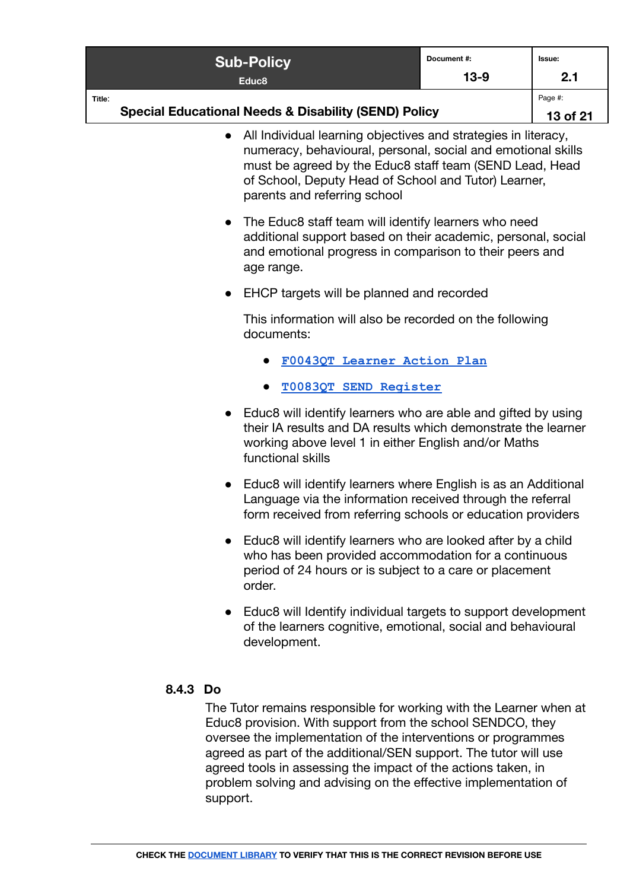- All Individual learning objectives and strategies in literacy, numeracy, behavioural, personal, social and emotional skills must be agreed by the Educ8 staff team (SEND Lead, Head of School, Deputy Head of School and Tutor) Learner, parents and referring school

- The Educ8 staff team will identify learners who need additional support based on their academic, personal, social and emotional progress in comparison to their peers and age range.

- EHCP targets will be planned and recorded

  This information will also be recorded on the following documents:

  - F0043QT Learner Action Plan
  - T0083QT SEND Register

- Educ8 will identify learners who are able and gifted by using their IA results and DA results which demonstrate the learner working above level 1 in either English and/or Maths functional skills

- Educ8 will identify learners where English is as an Additional Language via the information received through the referral form received from referring schools or education providers

- Educ8 will identify learners who are looked after by a child who has been provided accommodation for a continuous period of 24 hours or is subject to a care or placement order.

- Educ8 will Identify individual targets to support development of the learners cognitive, emotional, social and behavioural development.

#### 8.4.3 Do

The Tutor remains responsible for working with the Learner when at Educ8 provision. With support from the school SENDCO, they oversee the implementation of the interventions or programmes agreed as part of the additional/SEN support. The tutor will use agreed tools in assessing the impact of the actions taken, in problem solving and advising on the effective implementation of support.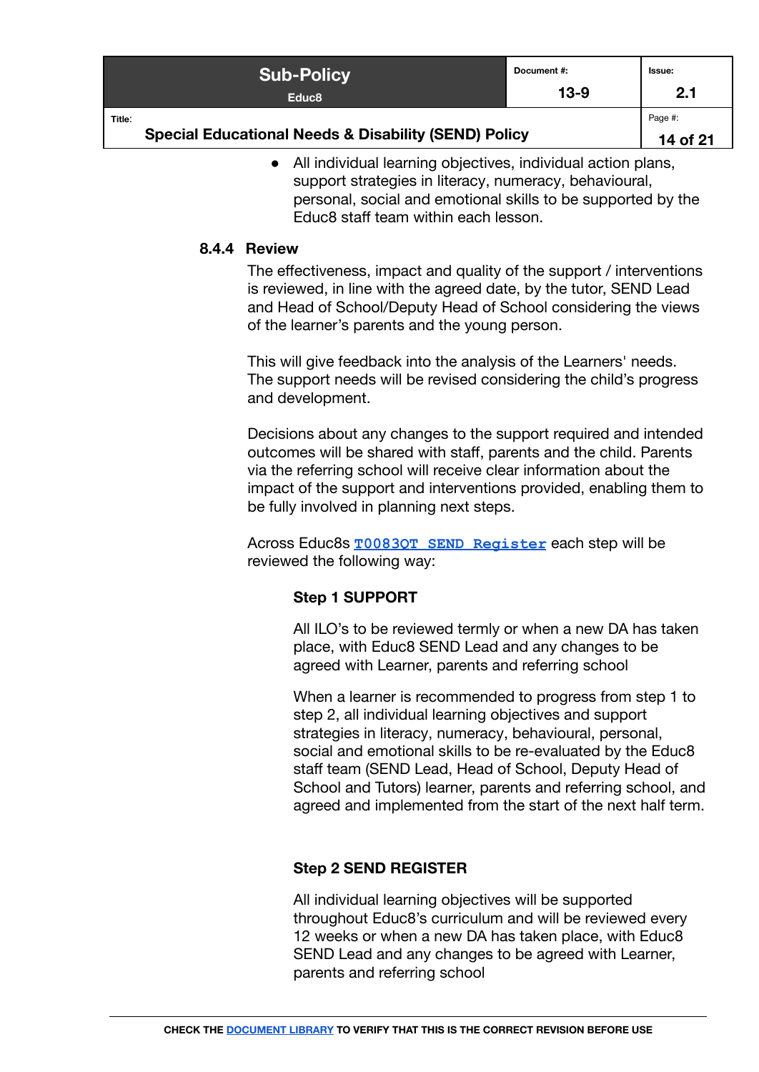- All individual learning objectives, individual action plans, support strategies in literacy, numeracy, behavioural, personal, social and emotional skills to be supported by the Educ8 staff team within each lesson.

#### 8.4.4 Review

The effectiveness, impact and quality of the support / interventions is reviewed, in line with the agreed date, by the tutor, SEND Lead and Head of School/Deputy Head of School considering the views of the learner's parents and the young person.

This will give feedback into the analysis of the Learners' needs. The support needs will be revised considering the child's progress and development.

Decisions about any changes to the support required and intended outcomes will be shared with staff, parents and the child. Parents via the referring school will receive clear information about the impact of the support and interventions provided, enabling them to be fully involved in planning next steps.

Across Educ8s T0083QT SEND Register each step will be reviewed the following way:

**Step 1 SUPPORT**

All ILO's to be reviewed termly or when a new DA has taken place, with Educ8 SEND Lead and any changes to be agreed with Learner, parents and referring school

When a learner is recommended to progress from step 1 to step 2, all individual learning objectives and support strategies in literacy, numeracy, behavioural, personal, social and emotional skills to be re-evaluated by the Educ8 staff team (SEND Lead, Head of School, Deputy Head of School and Tutors) learner, parents and referring school, and agreed and implemented from the start of the next half term.

**Step 2 SEND REGISTER**

All individual learning objectives will be supported throughout Educ8's curriculum and will be reviewed every 12 weeks or when a new DA has taken place, with Educ8 SEND Lead and any changes to be agreed with Learner, parents and referring school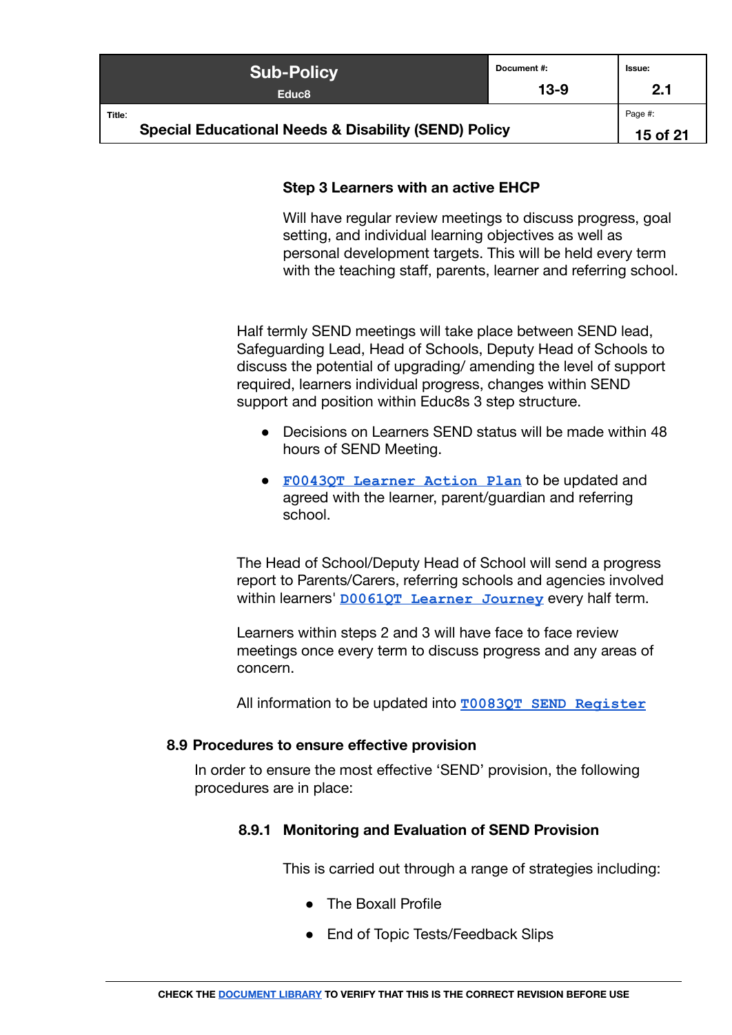**Step 3 Learners with an active EHCP**

Will have regular review meetings to discuss progress, goal setting, and individual learning objectives as well as personal development targets. This will be held every term with the teaching staff, parents, learner and referring school.

Half termly SEND meetings will take place between SEND lead, Safeguarding Lead, Head of Schools, Deputy Head of Schools to discuss the potential of upgrading/ amending the level of support required, learners individual progress, changes within SEND support and position within Educ8s 3 step structure.

- Decisions on Learners SEND status will be made within 48 hours of SEND Meeting.
- F0043QT Learner Action Plan to be updated and agreed with the learner, parent/guardian and referring school.

The Head of School/Deputy Head of School will send a progress report to Parents/Carers, referring schools and agencies involved within learners' D0061QT Learner Journey every half term.

Learners within steps 2 and 3 will have face to face review meetings once every term to discuss progress and any areas of concern.

All information to be updated into T0083QT SEND Register

## 8.9 Procedures to ensure effective provision

In order to ensure the most effective 'SEND' provision, the following procedures are in place:

### 8.9.1 Monitoring and Evaluation of SEND Provision

This is carried out through a range of strategies including:

- The Boxall Profile
- End of Topic Tests/Feedback Slips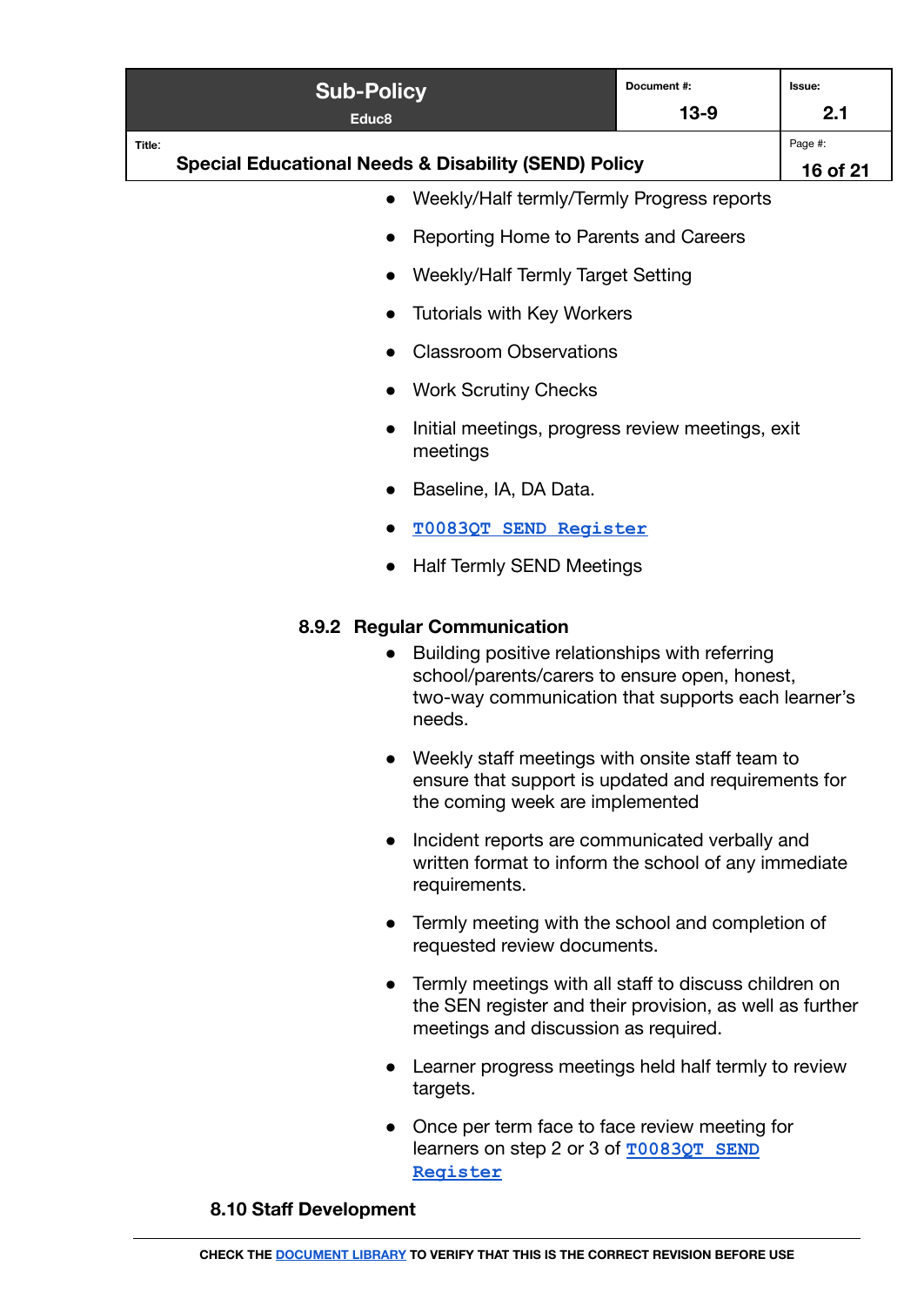- Weekly/Half termly/Termly Progress reports
- Reporting Home to Parents and Careers
- Weekly/Half Termly Target Setting
- Tutorials with Key Workers
- Classroom Observations
- Work Scrutiny Checks
- Initial meetings, progress review meetings, exit meetings
- Baseline, IA, DA Data.
- T0083QT SEND Register
- Half Termly SEND Meetings

### 8.9.2 Regular Communication

- Building positive relationships with referring school/parents/carers to ensure open, honest, two-way communication that supports each learner's needs.
- Weekly staff meetings with onsite staff team to ensure that support is updated and requirements for the coming week are implemented
- Incident reports are communicated verbally and written format to inform the school of any immediate requirements.
- Termly meeting with the school and completion of requested review documents.
- Termly meetings with all staff to discuss children on the SEN register and their provision, as well as further meetings and discussion as required.
- Learner progress meetings held half termly to review targets.
- Once per term face to face review meeting for learners on step 2 or 3 of T0083QT SEND Register

## 8.10 Staff Development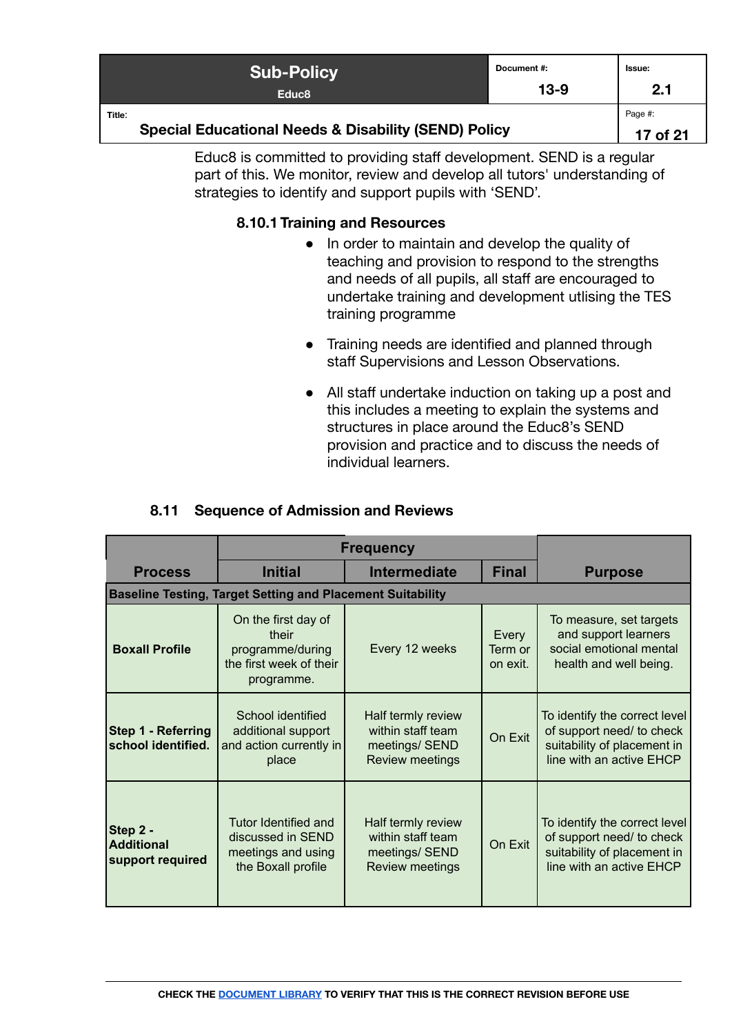Educ8 is committed to providing staff development. SEND is a regular part of this. We monitor, review and develop all tutors' understanding of strategies to identify and support pupils with 'SEND'.

#### 8.10.1 Training and Resources

- In order to maintain and develop the quality of teaching and provision to respond to the strengths and needs of all pupils, all staff are encouraged to undertake training and development utlising the TES training programme
- Training needs are identified and planned through staff Supervisions and Lesson Observations.
- All staff undertake induction on taking up a post and this includes a meeting to explain the systems and structures in place around the Educ8's SEND provision and practice and to discuss the needs of individual learners.

### 8.11 Sequence of Admission and Reviews

| Process | Frequency | | | Purpose |
|---|---|---|---|---|
| | Initial | Intermediate | Final | |
| **Baseline Testing, Target Setting and Placement Suitability** | | | | |
| **Boxall Profile** | On the first day of their programme/during the first week of their programme. | Every 12 weeks | Every Term or on exit. | To measure, set targets and support learners social emotional mental health and well being. |
| **Step 1 - Referring school identified.** | School identified additional support and action currently in place | Half termly review within staff team meetings/ SEND Review meetings | On Exit | To identify the correct level of support need/ to check suitability of placement in line with an active EHCP |
| **Step 2 - Additional support required** | Tutor Identified and discussed in SEND meetings and using the Boxall profile | Half termly review within staff team meetings/ SEND Review meetings | On Exit | To identify the correct level of support need/ to check suitability of placement in line with an active EHCP |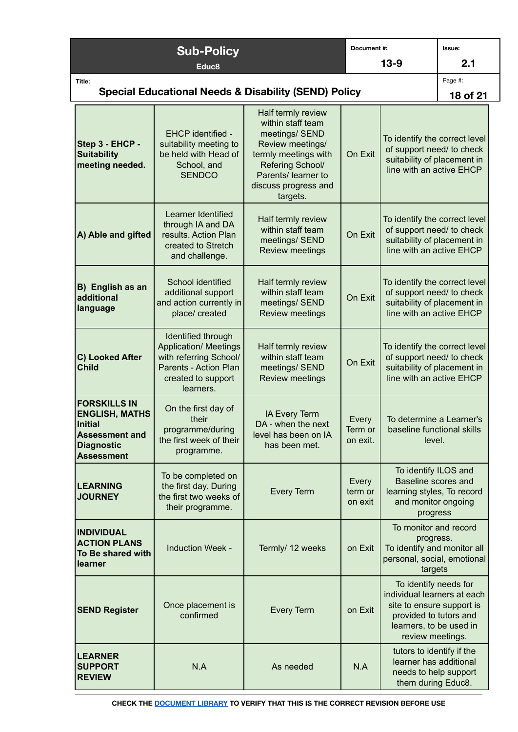| **Step 3 - EHCP - Suitability meeting needed.** | EHCP identified - suitability meeting to be held with Head of School, and SENDCO | Half termly review within staff team meetings/ SEND Review meetings/ termly meetings with Refering School/ Parents/ learner to discuss progress and targets. | On Exit | To identify the correct level of support need/ to check suitability of placement in line with an active EHCP |
|---|---|---|---|---|
| **A) Able and gifted** | Learner Identified through IA and DA results. Action Plan created to Stretch and challenge. | Half termly review within staff team meetings/ SEND Review meetings | On Exit | To identify the correct level of support need/ to check suitability of placement in line with an active EHCP |
| **B) English as an additional language** | School identified additional support and action currently in place/ created | Half termly review within staff team meetings/ SEND Review meetings | On Exit | To identify the correct level of support need/ to check suitability of placement in line with an active EHCP |
| **C) Looked After Child** | Identified through Application/ Meetings with referring School/ Parents - Action Plan created to support learners. | Half termly review within staff team meetings/ SEND Review meetings | On Exit | To identify the correct level of support need/ to check suitability of placement in line with an active EHCP |
| **FORSKILLS IN ENGLISH, MATHS Initial Assessment and Diagnostic Assessment** | On the first day of their programme/during the first week of their programme. | IA Every Term DA - when the next level has been on IA has been met. | Every Term or on exit. | To determine a Learner's baseline functional skills level. |
| **LEARNING JOURNEY** | To be completed on the first day. During the first two weeks of their programme. | Every Term | Every term or on exit | To identify ILOS and Baseline scores and learning styles, To record and monitor ongoing progress |
| **INDIVIDUAL ACTION PLANS To Be shared with learner** | Induction Week - | Termly/ 12 weeks | on Exit | To monitor and record progress. To identify and monitor all personal, social, emotional targets |
| **SEND Register** | Once placement is confirmed | Every Term | on Exit | To identify needs for individual learners at each site to ensure support is provided to tutors and learners, to be used in review meetings. |
| **LEARNER SUPPORT REVIEW** | N.A | As needed | N.A | tutors to identify if the learner has additional needs to help support them during Educ8. |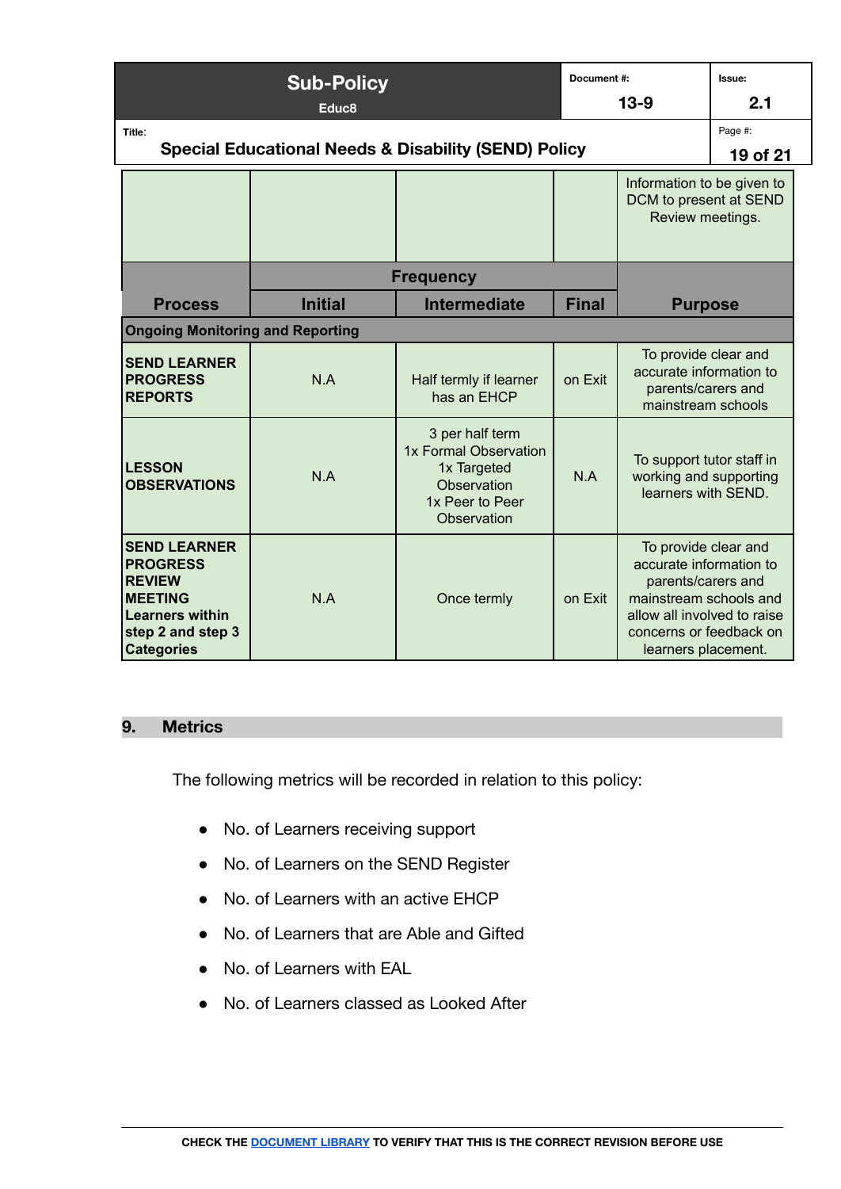| | | | | Information to be given to DCM to present at SEND Review meetings. |
|---|---|---|---|---|
| **Process** | **Frequency** | | | **Purpose** |
| | **Initial** | **Intermediate** | **Final** | |
| **Ongoing Monitoring and Reporting** | | | | |
| **SEND LEARNER PROGRESS REPORTS** | N.A | Half termly if learner has an EHCP | on Exit | To provide clear and accurate information to parents/carers and mainstream schools |
| **LESSON OBSERVATIONS** | N.A | 3 per half term 1x Formal Observation 1x Targeted Observation 1x Peer to Peer Observation | N.A | To support tutor staff in working and supporting learners with SEND. |
| **SEND LEARNER PROGRESS REVIEW MEETING Learners within step 2 and step 3 Categories** | N.A | Once termly | on Exit | To provide clear and accurate information to parents/carers and mainstream schools and allow all involved to raise concerns or feedback on learners placement. |

## 9. Metrics

The following metrics will be recorded in relation to this policy:

- No. of Learners receiving support
- No. of Learners on the SEND Register
- No. of Learners with an active EHCP
- No. of Learners that are Able and Gifted
- No. of Learners with EAL
- No. of Learners classed as Looked After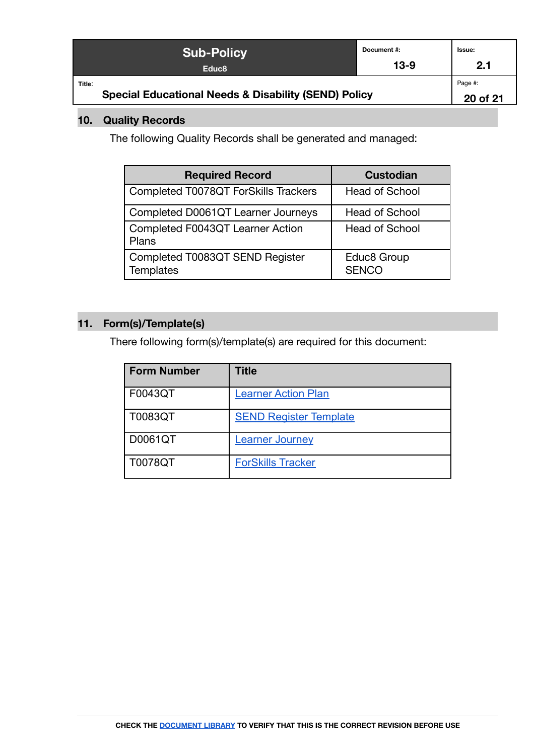## 10. Quality Records

The following Quality Records shall be generated and managed:

| Required Record | Custodian |
|---|---|
| Completed T0078QT ForSkills Trackers | Head of School |
| Completed D0061QT Learner Journeys | Head of School |
| Completed F0043QT Learner Action Plans | Head of School |
| Completed T0083QT SEND Register Templates | Educ8 Group SENCO |

## 11. Form(s)/Template(s)

There following form(s)/template(s) are required for this document:

| Form Number | Title |
|---|---|
| F0043QT | Learner Action Plan |
| T0083QT | SEND Register Template |
| D0061QT | Learner Journey |
| T0078QT | ForSkills Tracker |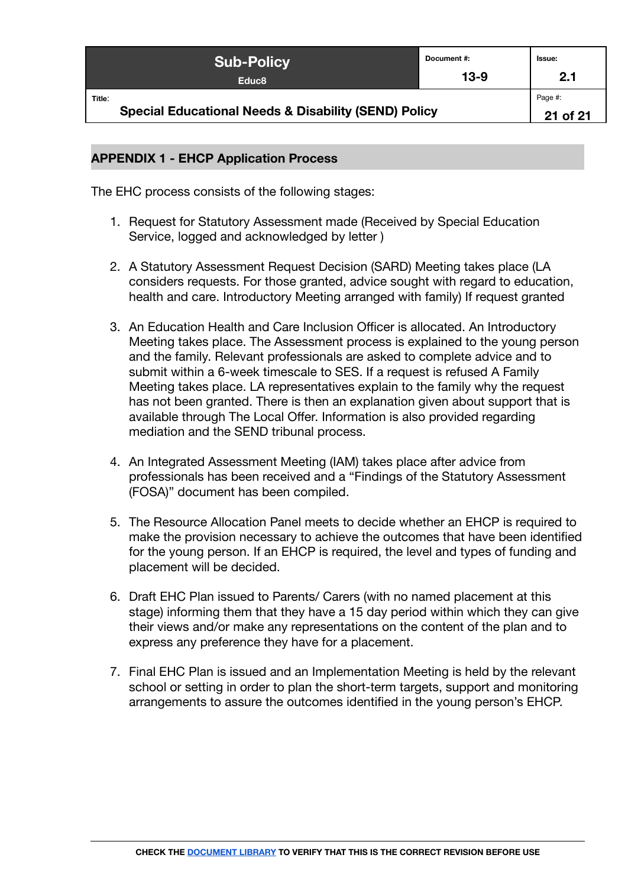## APPENDIX 1 - EHCP Application Process

The EHC process consists of the following stages:

1. Request for Statutory Assessment made (Received by Special Education Service, logged and acknowledged by letter )

2. A Statutory Assessment Request Decision (SARD) Meeting takes place (LA considers requests. For those granted, advice sought with regard to education, health and care. Introductory Meeting arranged with family) If request granted

3. An Education Health and Care Inclusion Officer is allocated. An Introductory Meeting takes place. The Assessment process is explained to the young person and the family. Relevant professionals are asked to complete advice and to submit within a 6-week timescale to SES. If a request is refused A Family Meeting takes place. LA representatives explain to the family why the request has not been granted. There is then an explanation given about support that is available through The Local Offer. Information is also provided regarding mediation and the SEND tribunal process.

4. An Integrated Assessment Meeting (IAM) takes place after advice from professionals has been received and a "Findings of the Statutory Assessment (FOSA)" document has been compiled.

5. The Resource Allocation Panel meets to decide whether an EHCP is required to make the provision necessary to achieve the outcomes that have been identified for the young person. If an EHCP is required, the level and types of funding and placement will be decided.

6. Draft EHC Plan issued to Parents/ Carers (with no named placement at this stage) informing them that they have a 15 day period within which they can give their views and/or make any representations on the content of the plan and to express any preference they have for a placement.

7. Final EHC Plan is issued and an Implementation Meeting is held by the relevant school or setting in order to plan the short-term targets, support and monitoring arrangements to assure the outcomes identified in the young person's EHCP.